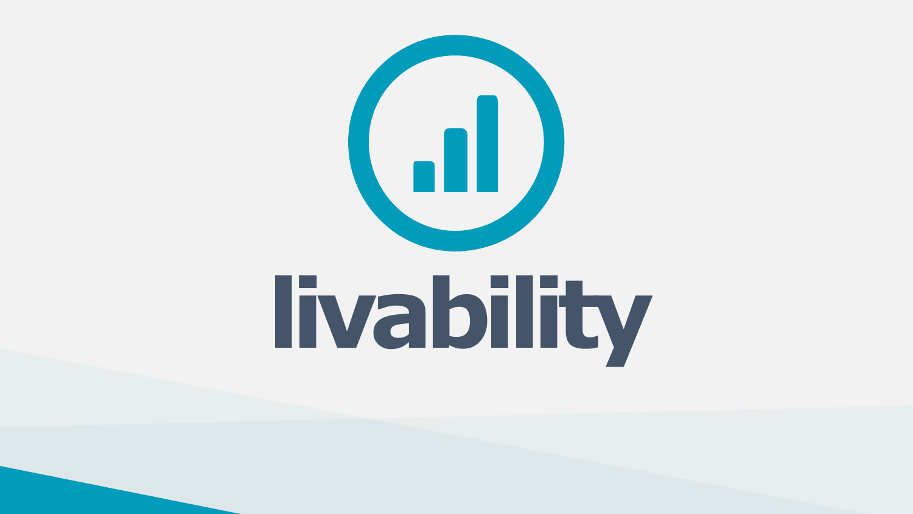# livability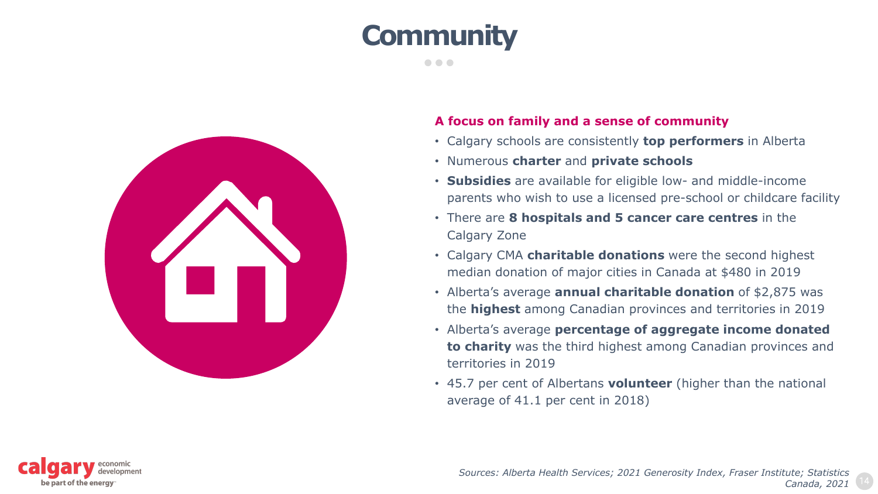# Community

### A focus on family and a sense of community

- Calgary schools are consistently **top performers** in Alberta
- Numerous **charter** and **private schools**
- **Subsidies** are available for eligible low- and middle-income parents who wish to use a licensed pre-school or childcare facility
- There are **8 hospitals and 5 cancer care centres** in the Calgary Zone
- Calgary CMA **charitable donations** were the second highest median donation of major cities in Canada at $480 in 2019
- Alberta's average **annual charitable donation** of $2,875 was the **highest** among Canadian provinces and territories in 2019
- Alberta's average **percentage of aggregate income donated to charity** was the third highest among Canadian provinces and territories in 2019
- 45.7 per cent of Albertans **volunteer** (higher than the national average of 41.1 per cent in 2018)

*Sources: Alberta Health Services; 2021 Generosity Index, Fraser Institute; Statistics Canada, 2021*

calgary economic development
be part of the energy™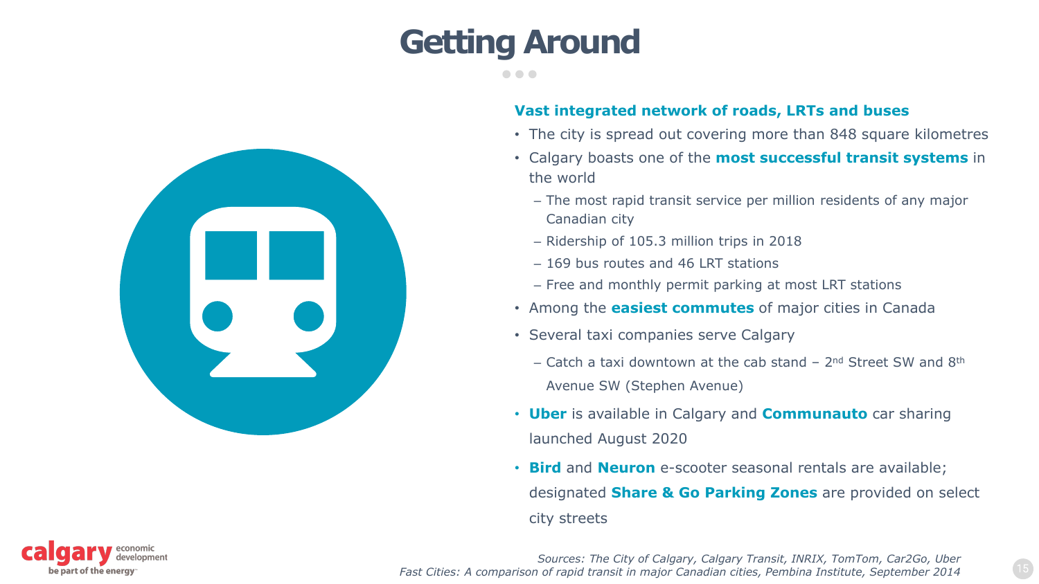# Getting Around

### Vast integrated network of roads, LRTs and buses

- The city is spread out covering more than 848 square kilometres
- Calgary boasts one of the **most successful transit systems** in the world
  - The most rapid transit service per million residents of any major Canadian city
  - Ridership of 105.3 million trips in 2018
  - 169 bus routes and 46 LRT stations
  - Free and monthly permit parking at most LRT stations
- Among the **easiest commutes** of major cities in Canada
- Several taxi companies serve Calgary
  - Catch a taxi downtown at the cab stand – 2nd Street SW and 8th Avenue SW (Stephen Avenue)
- **Uber** is available in Calgary and **Communauto** car sharing launched August 2020
- **Bird** and **Neuron** e-scooter seasonal rentals are available; designated **Share & Go Parking Zones** are provided on select city streets

*Sources: The City of Calgary, Calgary Transit, INRIX, TomTom, Car2Go, Uber*
*Fast Cities: A comparison of rapid transit in major Canadian cities, Pembina Institute, September 2014*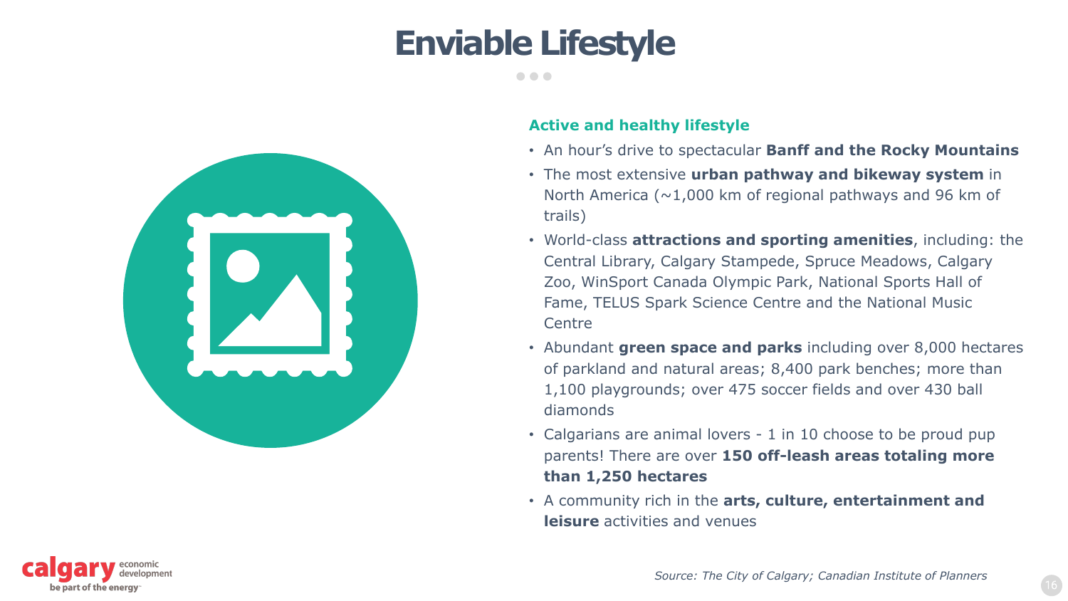# Enviable Lifestyle

### Active and healthy lifestyle

- An hour's drive to spectacular **Banff and the Rocky Mountains**
- The most extensive **urban pathway and bikeway system** in North America (~1,000 km of regional pathways and 96 km of trails)
- World-class **attractions and sporting amenities**, including: the Central Library, Calgary Stampede, Spruce Meadows, Calgary Zoo, WinSport Canada Olympic Park, National Sports Hall of Fame, TELUS Spark Science Centre and the National Music Centre
- Abundant **green space and parks** including over 8,000 hectares of parkland and natural areas; 8,400 park benches; more than 1,100 playgrounds; over 475 soccer fields and over 430 ball diamonds
- Calgarians are animal lovers - 1 in 10 choose to be proud pup parents! There are over **150 off-leash areas totaling more than 1,250 hectares**
- A community rich in the **arts, culture, entertainment and leisure** activities and venues

*Source: The City of Calgary; Canadian Institute of Planners*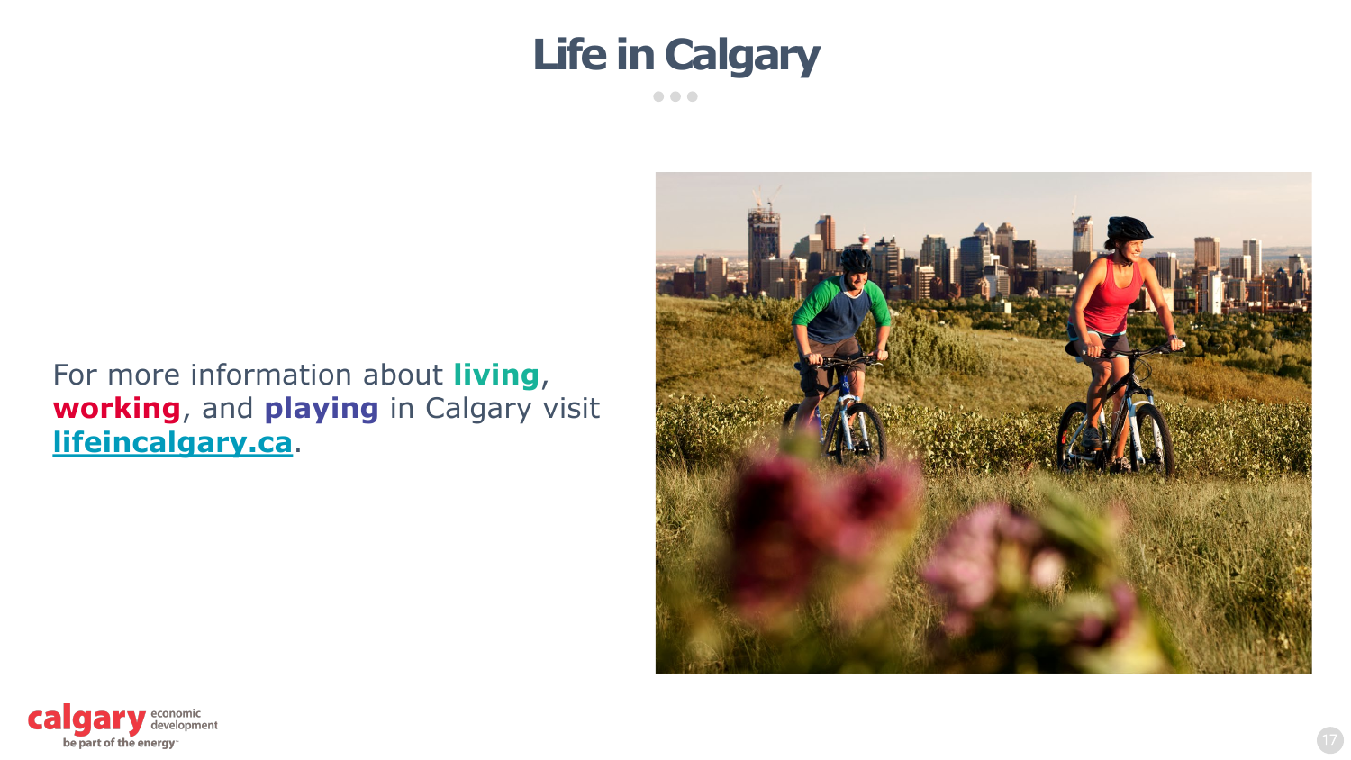# Life in Calgary

For more information about **living**, **working**, and **playing** in Calgary visit **lifeincalgary.ca**.